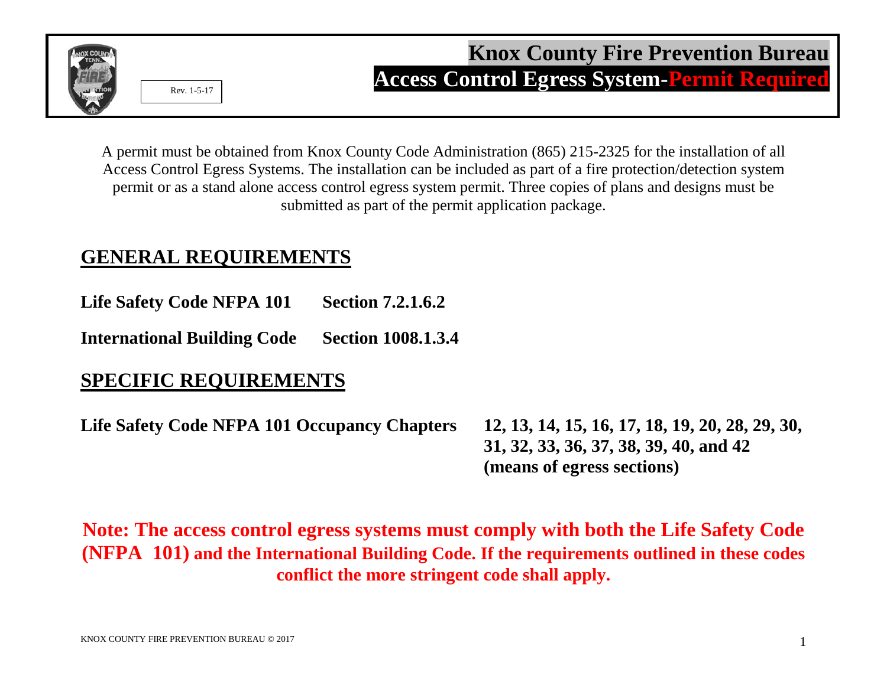Rev. 1-5-17

# Knox County Fire Prevention Bureau

## Access Control Egress System-Permit Required

A permit must be obtained from Knox County Code Administration (865) 215-2325 for the installation of all Access Control Egress Systems. The installation can be included as part of a fire protection/detection system permit or as a stand alone access control egress system permit. Three copies of plans and designs must be submitted as part of the permit application package.

## GENERAL REQUIREMENTS

**Life Safety Code NFPA 101** **Section 7.2.1.6.2**

**International Building Code** **Section 1008.1.3.4**

## SPECIFIC REQUIREMENTS

**Life Safety Code NFPA 101 Occupancy Chapters** **12, 13, 14, 15, 16, 17, 18, 19, 20, 28, 29, 30, 31, 32, 33, 36, 37, 38, 39, 40, and 42 (means of egress sections)**

**Note: The access control egress systems must comply with both the Life Safety Code (NFPA 101) and the International Building Code. If the requirements outlined in these codes conflict the more stringent code shall apply.**

KNOX COUNTY FIRE PREVENTION BUREAU © 2017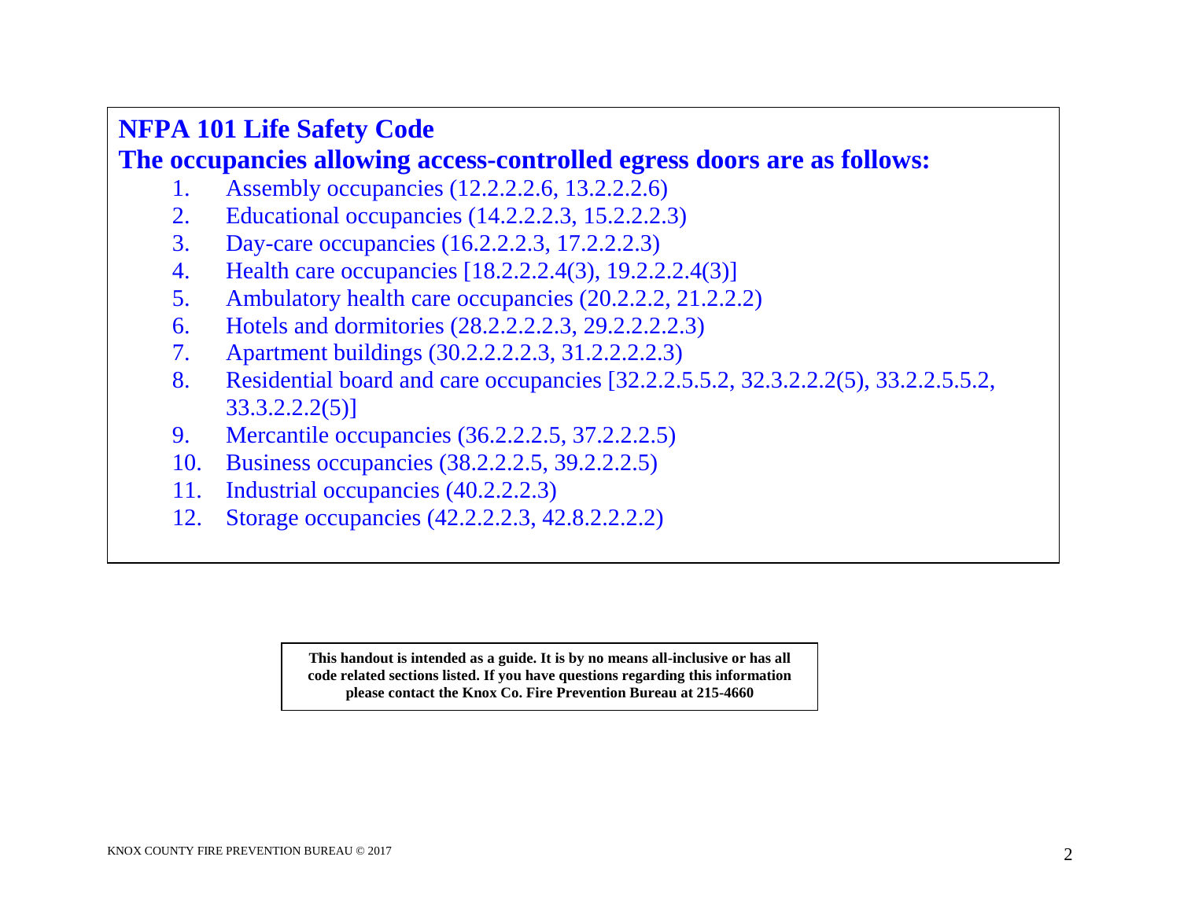## NFPA 101 Life Safety Code

### The occupancies allowing access-controlled egress doors are as follows:

1. Assembly occupancies (12.2.2.2.6, 13.2.2.2.6)
2. Educational occupancies (14.2.2.2.3, 15.2.2.2.3)
3. Day-care occupancies (16.2.2.2.3, 17.2.2.2.3)
4. Health care occupancies [18.2.2.2.4(3), 19.2.2.2.4(3)]
5. Ambulatory health care occupancies (20.2.2.2, 21.2.2.2)
6. Hotels and dormitories (28.2.2.2.2.3, 29.2.2.2.2.3)
7. Apartment buildings (30.2.2.2.2.3, 31.2.2.2.2.3)
8. Residential board and care occupancies [32.2.2.5.5.2, 32.3.2.2.2(5), 33.2.2.5.5.2, 33.3.2.2.2(5)]
9. Mercantile occupancies (36.2.2.2.5, 37.2.2.2.5)
10. Business occupancies (38.2.2.2.5, 39.2.2.2.5)
11. Industrial occupancies (40.2.2.2.3)
12. Storage occupancies (42.2.2.2.3, 42.8.2.2.2.2)

**This handout is intended as a guide. It is by no means all-inclusive or has all code related sections listed. If you have questions regarding this information please contact the Knox Co. Fire Prevention Bureau at 215-4660**

KNOX COUNTY FIRE PREVENTION BUREAU © 2017